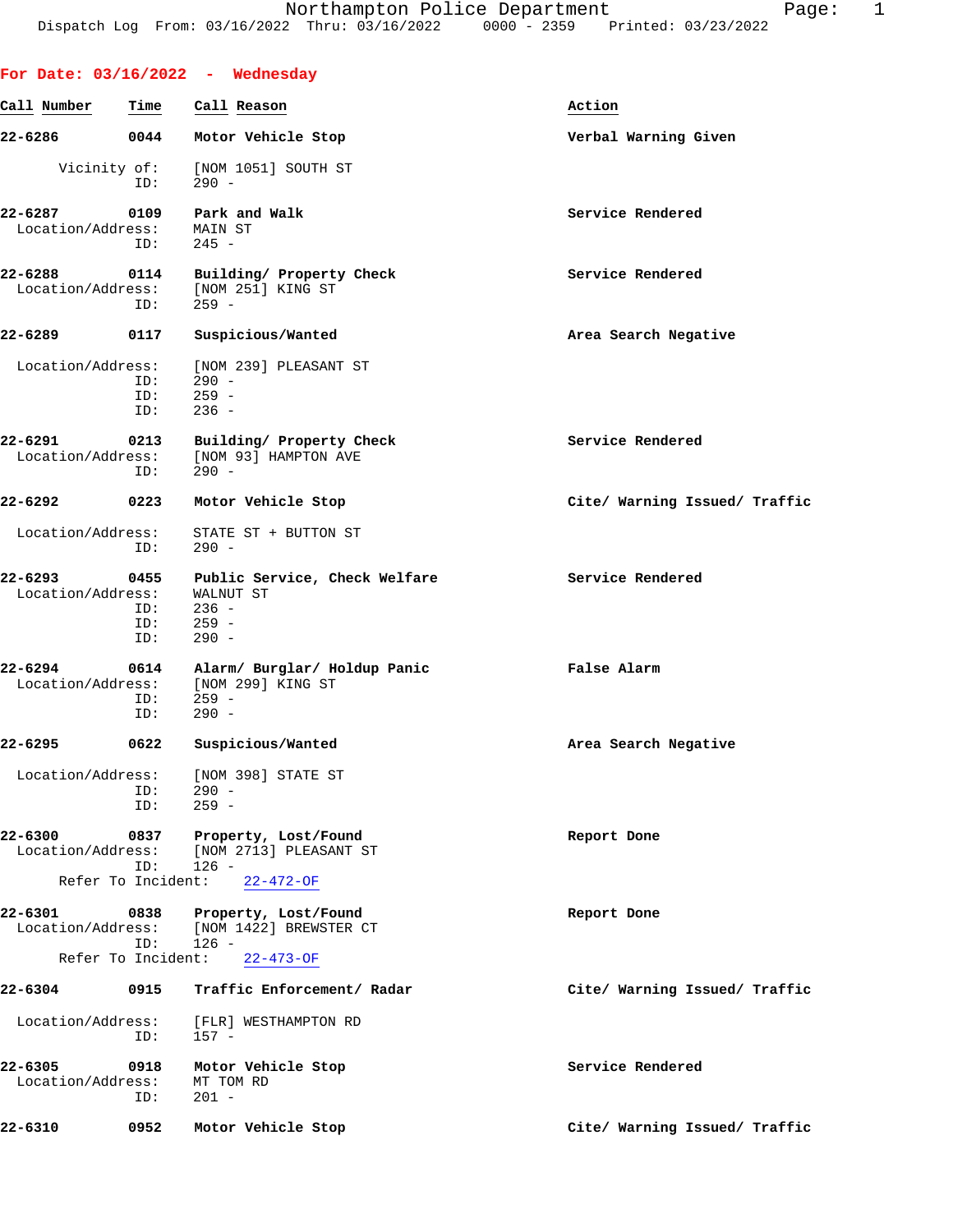**For Date: 03/16/2022 - Wednesday**

| Call Number | Time | Call Reason | Action |
|---|---|---|---|
| 22-6286 | 0044 | Motor Vehicle Stop | Verbal Warning Given |
|  |  | Vicinity of: [NOM 1051] SOUTH ST |  |
|  |  | ID: 290 - |  |
| 22-6287 | 0109 | Park and Walk | Service Rendered |
|  |  | Location/Address: MAIN ST |  |
|  |  | ID: 245 - |  |
| 22-6288 | 0114 | Building/ Property Check | Service Rendered |
|  |  | Location/Address: [NOM 251] KING ST |  |
|  |  | ID: 259 - |  |
| 22-6289 | 0117 | Suspicious/Wanted | Area Search Negative |
|  |  | Location/Address: [NOM 239] PLEASANT ST |  |
|  |  | ID: 290 - |  |
|  |  | ID: 259 - |  |
|  |  | ID: 236 - |  |
| 22-6291 | 0213 | Building/ Property Check | Service Rendered |
|  |  | Location/Address: [NOM 93] HAMPTON AVE |  |
|  |  | ID: 290 - |  |
| 22-6292 | 0223 | Motor Vehicle Stop | Cite/ Warning Issued/ Traffic |
|  |  | Location/Address: STATE ST + BUTTON ST |  |
|  |  | ID: 290 - |  |
| 22-6293 | 0455 | Public Service, Check Welfare | Service Rendered |
|  |  | Location/Address: WALNUT ST |  |
|  |  | ID: 236 - |  |
|  |  | ID: 259 - |  |
|  |  | ID: 290 - |  |
| 22-6294 | 0614 | Alarm/ Burglar/ Holdup Panic | False Alarm |
|  |  | Location/Address: [NOM 299] KING ST |  |
|  |  | ID: 259 - |  |
|  |  | ID: 290 - |  |
| 22-6295 | 0622 | Suspicious/Wanted | Area Search Negative |
|  |  | Location/Address: [NOM 398] STATE ST |  |
|  |  | ID: 290 - |  |
|  |  | ID: 259 - |  |
| 22-6300 | 0837 | Property, Lost/Found | Report Done |
|  |  | Location/Address: [NOM 2713] PLEASANT ST |  |
|  |  | ID: 126 - |  |
|  |  | Refer To Incident: 22-472-OF |  |
| 22-6301 | 0838 | Property, Lost/Found | Report Done |
|  |  | Location/Address: [NOM 1422] BREWSTER CT |  |
|  |  | ID: 126 - |  |
|  |  | Refer To Incident: 22-473-OF |  |
| 22-6304 | 0915 | Traffic Enforcement/ Radar | Cite/ Warning Issued/ Traffic |
|  |  | Location/Address: [FLR] WESTHAMPTON RD |  |
|  |  | ID: 157 - |  |
| 22-6305 | 0918 | Motor Vehicle Stop | Service Rendered |
|  |  | Location/Address: MT TOM RD |  |
|  |  | ID: 201 - |  |
| 22-6310 | 0952 | Motor Vehicle Stop | Cite/ Warning Issued/ Traffic |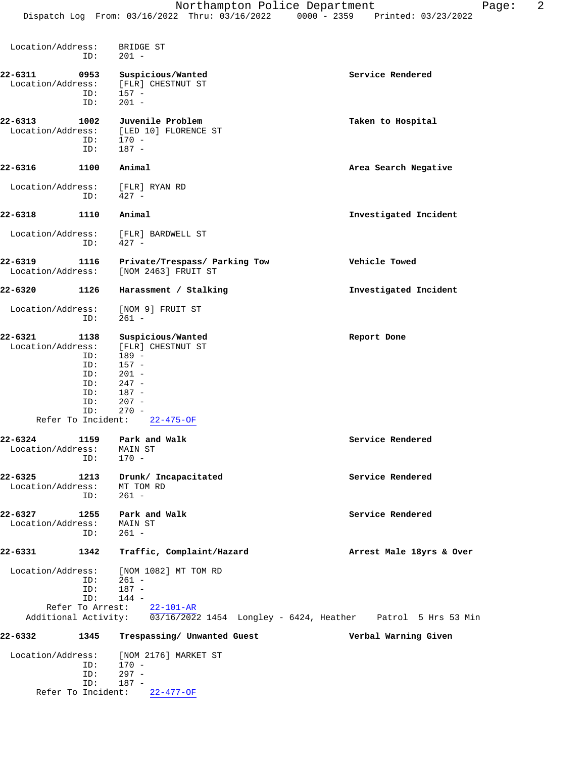Location/Address: BRIDGE ST
ID: 201 -

**22-6311 0953 Suspicious/Wanted** — **Service Rendered**
Location/Address: [FLR] CHESTNUT ST
ID: 157 -
ID: 201 -

**22-6313 1002 Juvenile Problem** — **Taken to Hospital**
Location/Address: [LED 10] FLORENCE ST
ID: 170 -
ID: 187 -

**22-6316 1100 Animal** — **Area Search Negative**
Location/Address: [FLR] RYAN RD
ID: 427 -

**22-6318 1110 Animal** — **Investigated Incident**
Location/Address: [FLR] BARDWELL ST
ID: 427 -

**22-6319 1116 Private/Trespass/ Parking Tow** — **Vehicle Towed**
Location/Address: [NOM 2463] FRUIT ST

**22-6320 1126 Harassment / Stalking** — **Investigated Incident**
Location/Address: [NOM 9] FRUIT ST
ID: 261 -

**22-6321 1138 Suspicious/Wanted** — **Report Done**
Location/Address: [FLR] CHESTNUT ST
ID: 189 -
ID: 157 -
ID: 201 -
ID: 247 -
ID: 187 -
ID: 207 -
ID: 270 -
Refer To Incident: 22-475-OF

**22-6324 1159 Park and Walk** — **Service Rendered**
Location/Address: MAIN ST
ID: 170 -

**22-6325 1213 Drunk/ Incapacitated** — **Service Rendered**
Location/Address: MT TOM RD
ID: 261 -

**22-6327 1255 Park and Walk** — **Service Rendered**
Location/Address: MAIN ST
ID: 261 -

**22-6331 1342 Traffic, Complaint/Hazard** — **Arrest Male 18yrs & Over**
Location/Address: [NOM 1082] MT TOM RD
ID: 261 -
ID: 187 -
ID: 144 -
Refer To Arrest: 22-101-AR
Additional Activity: 03/16/2022 1454 Longley - 6424, Heather Patrol 5 Hrs 53 Min

**22-6332 1345 Trespassing/ Unwanted Guest** — **Verbal Warning Given**
Location/Address: [NOM 2176] MARKET ST
ID: 170 -
ID: 297 -
ID: 187 -
Refer To Incident: 22-477-OF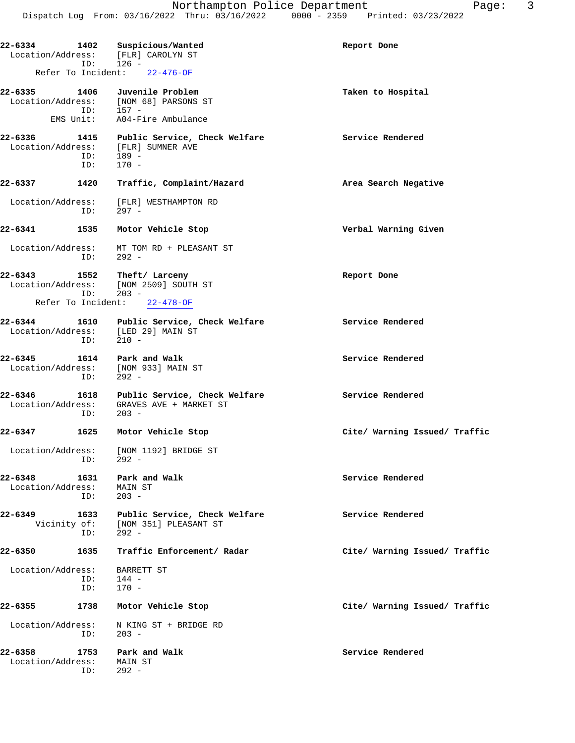```
22-6334        1402    Suspicious/Wanted                          Report Done
  Location/Address:    [FLR] CAROLYN ST
               ID:     126 -
      Refer To Incident:    22-476-OF

22-6335        1406    Juvenile Problem                           Taken to Hospital
  Location/Address:    [NOM 68] PARSONS ST
               ID:     157 -
          EMS Unit:    A04-Fire Ambulance

22-6336        1415    Public Service, Check Welfare              Service Rendered
  Location/Address:    [FLR] SUMNER AVE
               ID:     189 -
               ID:     170 -

22-6337        1420    Traffic, Complaint/Hazard                  Area Search Negative

  Location/Address:    [FLR] WESTHAMPTON RD
               ID:     297 -

22-6341        1535    Motor Vehicle Stop                         Verbal Warning Given

  Location/Address:    MT TOM RD + PLEASANT ST
               ID:     292 -

22-6343        1552    Theft/ Larceny                             Report Done
  Location/Address:    [NOM 2509] SOUTH ST
               ID:     203 -
      Refer To Incident:    22-478-OF

22-6344        1610    Public Service, Check Welfare              Service Rendered
  Location/Address:    [LED 29] MAIN ST
               ID:     210 -

22-6345        1614    Park and Walk                              Service Rendered
  Location/Address:    [NOM 933] MAIN ST
               ID:     292 -

22-6346        1618    Public Service, Check Welfare              Service Rendered
  Location/Address:    GRAVES AVE + MARKET ST
               ID:     203 -

22-6347        1625    Motor Vehicle Stop                         Cite/ Warning Issued/ Traffic

  Location/Address:    [NOM 1192] BRIDGE ST
               ID:     292 -

22-6348        1631    Park and Walk                              Service Rendered
  Location/Address:    MAIN ST
               ID:     203 -

22-6349        1633    Public Service, Check Welfare              Service Rendered
       Vicinity of:    [NOM 351] PLEASANT ST
               ID:     292 -

22-6350        1635    Traffic Enforcement/ Radar                 Cite/ Warning Issued/ Traffic

  Location/Address:    BARRETT ST
               ID:     144 -
               ID:     170 -

22-6355        1738    Motor Vehicle Stop                         Cite/ Warning Issued/ Traffic

  Location/Address:    N KING ST + BRIDGE RD
               ID:     203 -

22-6358        1753    Park and Walk                              Service Rendered
  Location/Address:    MAIN ST
               ID:     292 -
```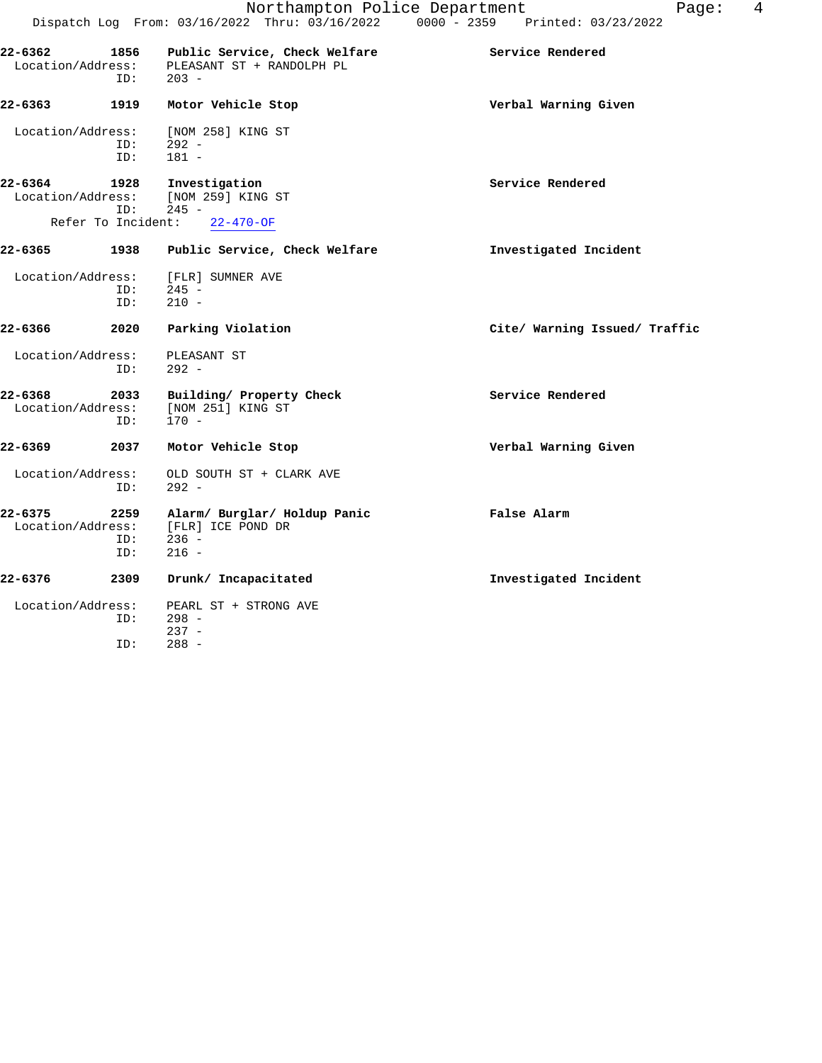**22-6362** **1856** **Public Service, Check Welfare** **Service Rendered**
Location/Address: PLEASANT ST + RANDOLPH PL
ID: 203 -

**22-6363** **1919** **Motor Vehicle Stop** **Verbal Warning Given**
Location/Address: [NOM 258] KING ST
ID: 292 -
ID: 181 -

**22-6364** **1928** **Investigation** **Service Rendered**
Location/Address: [NOM 259] KING ST
ID: 245 -
Refer To Incident: 22-470-OF

**22-6365** **1938** **Public Service, Check Welfare** **Investigated Incident**
Location/Address: [FLR] SUMNER AVE
ID: 245 -
ID: 210 -

**22-6366** **2020** **Parking Violation** **Cite/ Warning Issued/ Traffic**
Location/Address: PLEASANT ST
ID: 292 -

**22-6368** **2033** **Building/ Property Check** **Service Rendered**
Location/Address: [NOM 251] KING ST
ID: 170 -

**22-6369** **2037** **Motor Vehicle Stop** **Verbal Warning Given**
Location/Address: OLD SOUTH ST + CLARK AVE
ID: 292 -

**22-6375** **2259** **Alarm/ Burglar/ Holdup Panic** **False Alarm**
Location/Address: [FLR] ICE POND DR
ID: 236 -
ID: 216 -

**22-6376** **2309** **Drunk/ Incapacitated** **Investigated Incident**
Location/Address: PEARL ST + STRONG AVE
ID: 298 -
237 -
ID: 288 -